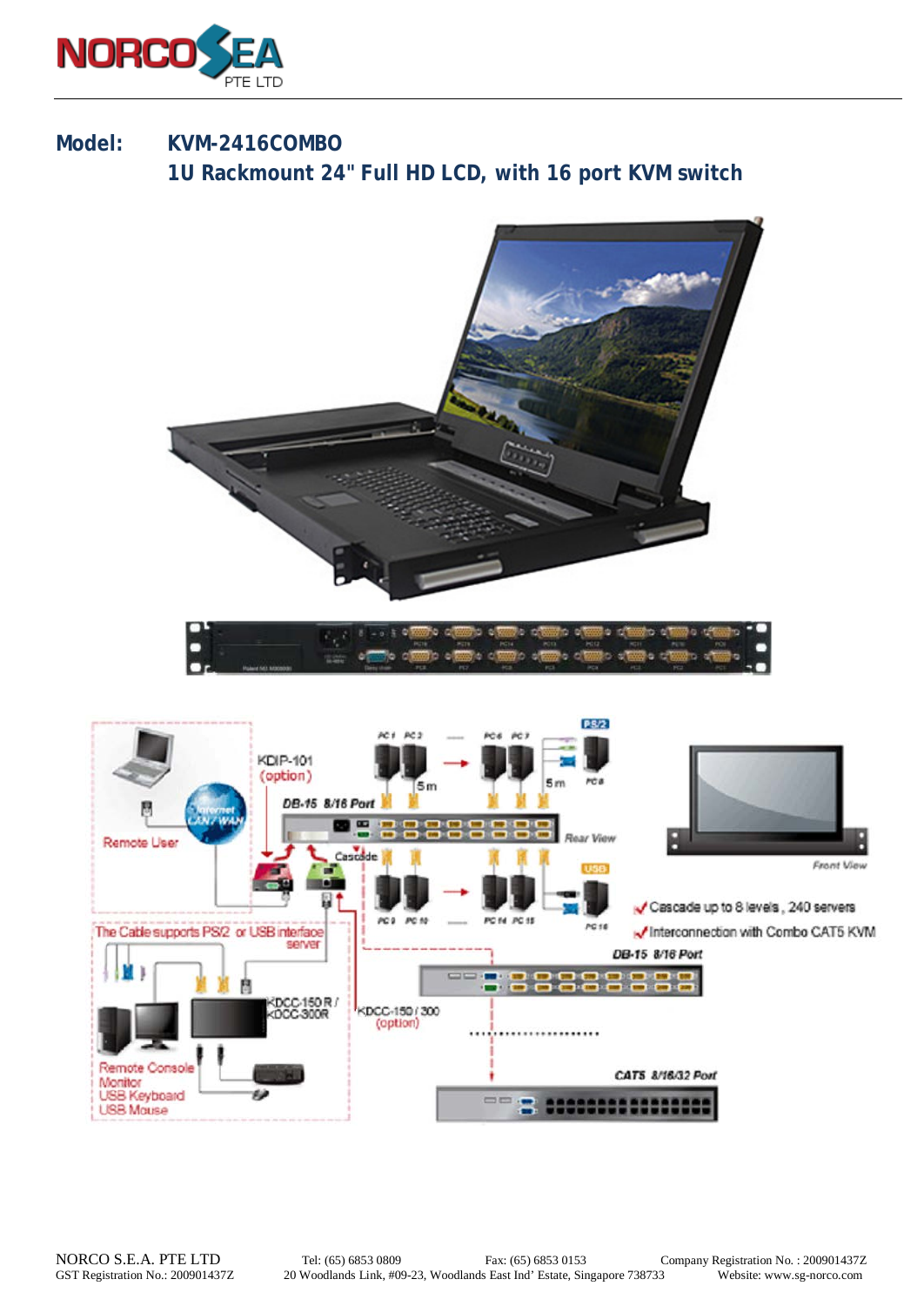**Model:** KVM-2416COMBO

**1U Rackmount 24" Full HD LCD, with 16 port KVM switch**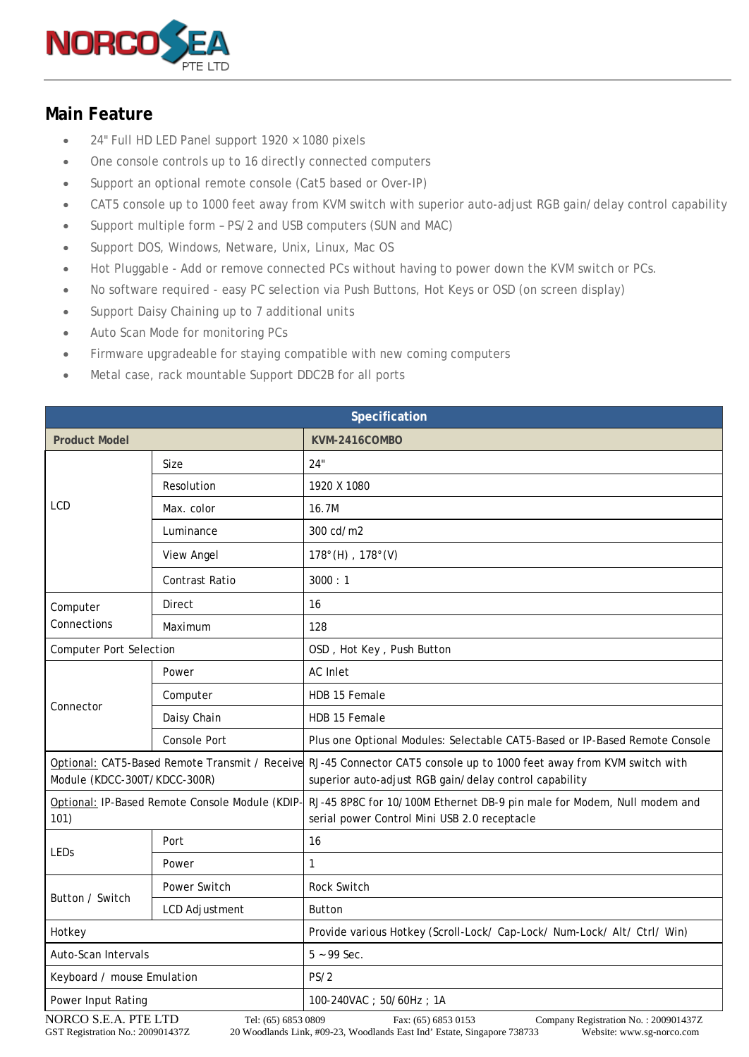## Main Feature

- 24" Full HD LED Panel support 1920 × 1080 pixels
- One console controls up to 16 directly connected computers
- Support an optional remote console (Cat5 based or Over-IP)
- CAT5 console up to 1000 feet away from KVM switch with superior auto-adjust RGB gain/delay control capability
- Support multiple form – PS/2 and USB computers (SUN and MAC)
- Support DOS, Windows, Netware, Unix, Linux, Mac OS
- Hot Pluggable - Add or remove connected PCs without having to power down the KVM switch or PCs.
- No software required - easy PC selection via Push Buttons, Hot Keys or OSD (on screen display)
- Support Daisy Chaining up to 7 additional units
- Auto Scan Mode for monitoring PCs
- Firmware upgradeable for staying compatible with new coming computers
- Metal case, rack mountable Support DDC2B for all ports

| Specification | | |
|---|---|---|
| **Product Model** | | **KVM-2416COMBO** |
| LCD | Size | 24" |
| | Resolution | 1920 X 1080 |
| | Max. color | 16.7M |
| | Luminance | 300 cd/m2 |
| | View Angel | 178°(H) , 178°(V) |
| | Contrast Ratio | 3000 : 1 |
| Computer Connections | Direct | 16 |
| | Maximum | 128 |
| Computer Port Selection | | OSD , Hot Key , Push Button |
| Connector | Power | AC Inlet |
| | Computer | HDB 15 Female |
| | Daisy Chain | HDB 15 Female |
| | Console Port | Plus one Optional Modules: Selectable CAT5-Based or IP-Based Remote Console |
| Optional: CAT5-Based Remote Transmit / Receive Module (KDCC-300T/KDCC-300R) | | RJ-45 Connector CAT5 console up to 1000 feet away from KVM switch with superior auto-adjust RGB gain/delay control capability |
| Optional: IP-Based Remote Console Module (KDIP-101) | | RJ-45 8P8C for 10/100M Ethernet DB-9 pin male for Modem, Null modem and serial power Control Mini USB 2.0 receptacle |
| LEDs | Port | 16 |
| | Power | 1 |
| Button / Switch | Power Switch | Rock Switch |
| | LCD Adjustment | Button |
| Hotkey | | Provide various Hotkey (Scroll-Lock/ Cap-Lock/ Num-Lock/ Alt/ Ctrl/ Win) |
| Auto-Scan Intervals | | 5 ~ 99 Sec. |
| Keyboard / mouse Emulation | | PS/2 |
| Power Input Rating | | 100-240VAC ; 50/60Hz ; 1A |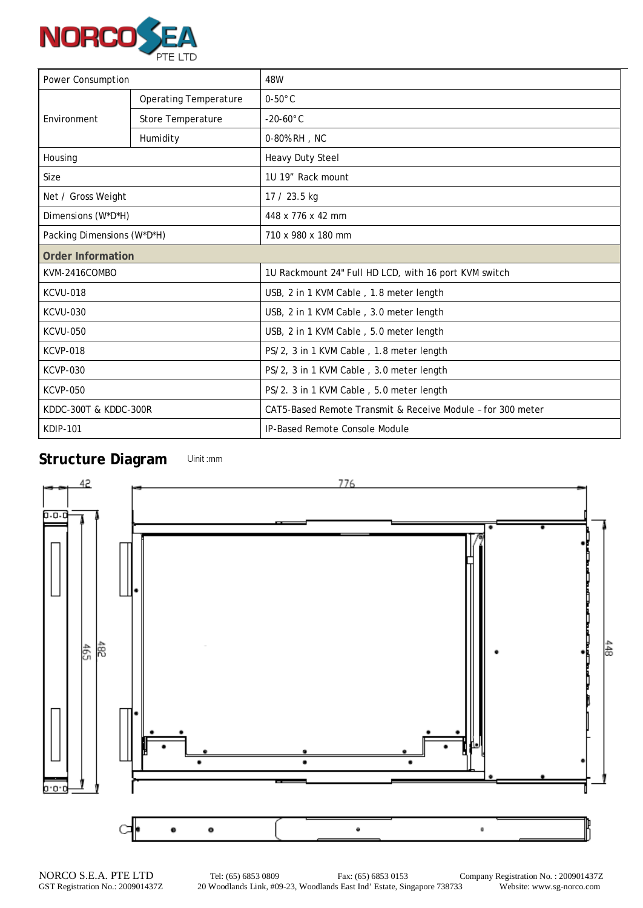| | | |
|---|---|---|
| Power Consumption | | 48W |
| Environment | Operating Temperature | 0-50°C |
| | Store Temperature | -20-60°C |
| | Humidity | 0-80%RH，NC |
| Housing | | Heavy Duty Steel |
| Size | | 1U 19" Rack mount |
| Net / Gross Weight | | 17 / 23.5 kg |
| Dimensions (W*D*H) | | 448 x 776 x 42 mm |
| Packing Dimensions (W*D*H) | | 710 x 980 x 180 mm |

**Order Information**

| | |
|---|---|
| KVM-2416COMBO | 1U Rackmount 24" Full HD LCD, with 16 port KVM switch |
| KCVU-018 | USB, 2 in 1 KVM Cable，1.8 meter length |
| KCVU-030 | USB, 2 in 1 KVM Cable，3.0 meter length |
| KCVU-050 | USB, 2 in 1 KVM Cable，5.0 meter length |
| KCVP-018 | PS/2, 3 in 1 KVM Cable，1.8 meter length |
| KCVP-030 | PS/2, 3 in 1 KVM Cable，3.0 meter length |
| KCVP-050 | PS/2. 3 in 1 KVM Cable，5.0 meter length |
| KDDC-300T & KDDC-300R | CAT5-Based Remote Transmit & Receive Module – for 300 meter |
| KDIP-101 | IP-Based Remote Console Module |

## Structure Diagram

Uinit :mm

42

776

465

482

448